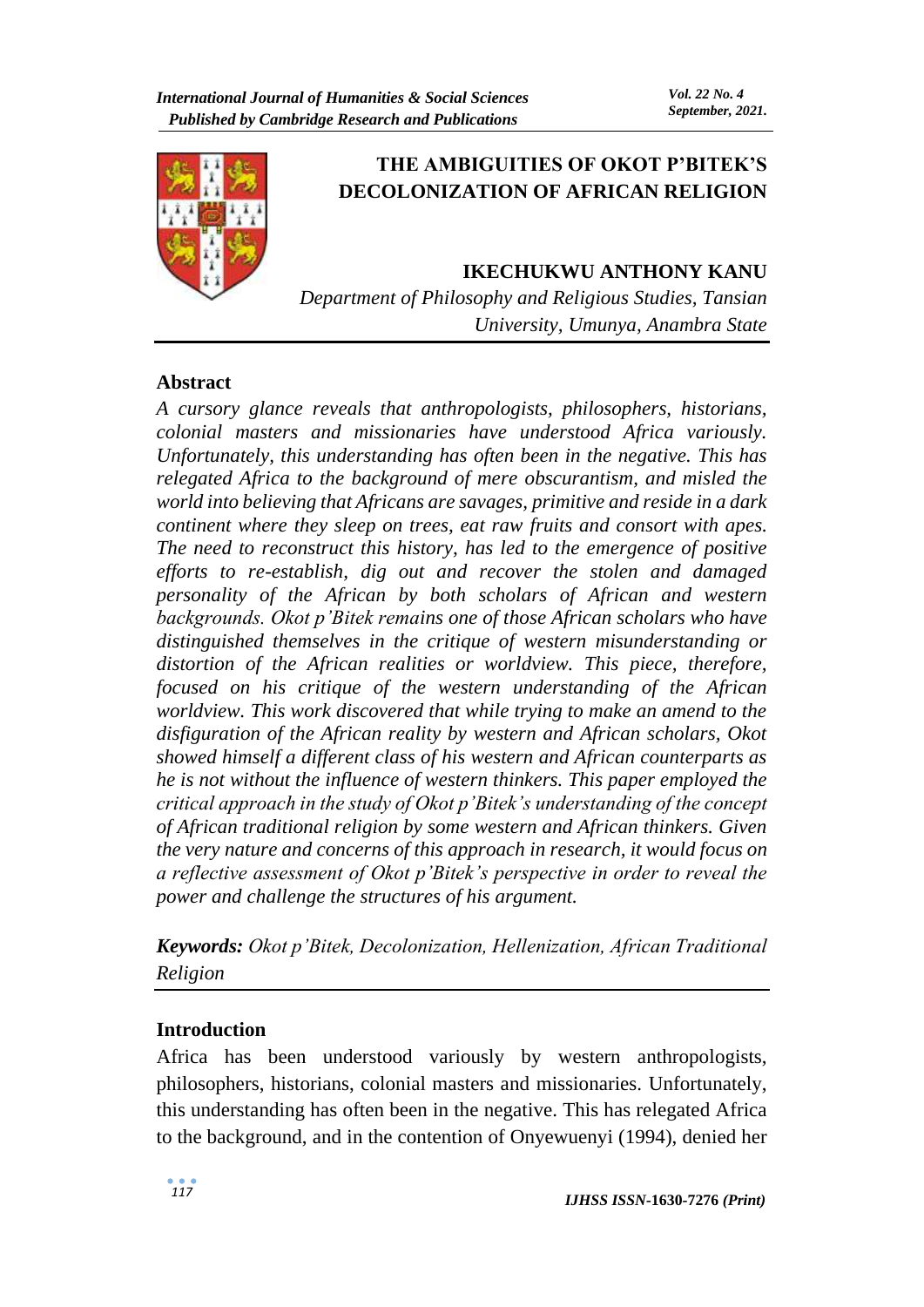# THE AMBIGUITIES OF OKOT P'BITEK'S DECOLONIZATION OF AFRICAN RELIGION

**IKECHUKWU ANTHONY KANU**

*Department of Philosophy and Religious Studies, Tansian University, Umunya, Anambra State*

## Abstract

*A cursory glance reveals that anthropologists, philosophers, historians, colonial masters and missionaries have understood Africa variously. Unfortunately, this understanding has often been in the negative. This has relegated Africa to the background of mere obscurantism, and misled the world into believing that Africans are savages, primitive and reside in a dark continent where they sleep on trees, eat raw fruits and consort with apes. The need to reconstruct this history, has led to the emergence of positive efforts to re-establish, dig out and recover the stolen and damaged personality of the African by both scholars of African and western backgrounds. Okot p'Bitek remains one of those African scholars who have distinguished themselves in the critique of western misunderstanding or distortion of the African realities or worldview. This piece, therefore, focused on his critique of the western understanding of the African worldview. This work discovered that while trying to make an amend to the disfiguration of the African reality by western and African scholars, Okot showed himself a different class of his western and African counterparts as he is not without the influence of western thinkers. This paper employed the critical approach in the study of Okot p'Bitek's understanding of the concept of African traditional religion by some western and African thinkers. Given the very nature and concerns of this approach in research, it would focus on a reflective assessment of Okot p'Bitek's perspective in order to reveal the power and challenge the structures of his argument.*

***Keywords:*** *Okot p'Bitek, Decolonization, Hellenization, African Traditional Religion*

## Introduction

Africa has been understood variously by western anthropologists, philosophers, historians, colonial masters and missionaries. Unfortunately, this understanding has often been in the negative. This has relegated Africa to the background, and in the contention of Onyewuenyi (1994), denied her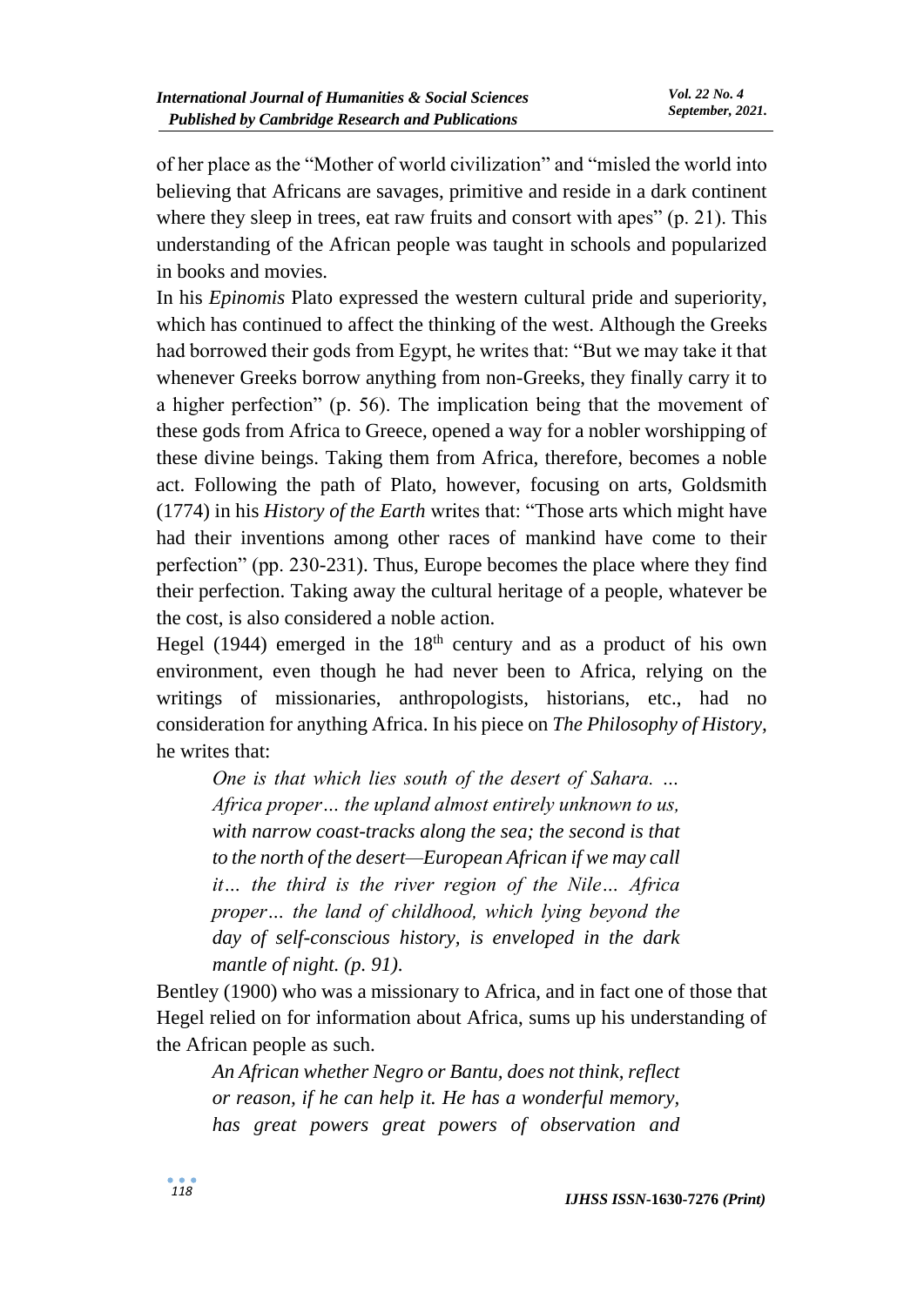of her place as the "Mother of world civilization" and "misled the world into believing that Africans are savages, primitive and reside in a dark continent where they sleep in trees, eat raw fruits and consort with apes" (p. 21). This understanding of the African people was taught in schools and popularized in books and movies.

In his *Epinomis* Plato expressed the western cultural pride and superiority, which has continued to affect the thinking of the west. Although the Greeks had borrowed their gods from Egypt, he writes that: "But we may take it that whenever Greeks borrow anything from non-Greeks, they finally carry it to a higher perfection" (p. 56). The implication being that the movement of these gods from Africa to Greece, opened a way for a nobler worshipping of these divine beings. Taking them from Africa, therefore, becomes a noble act. Following the path of Plato, however, focusing on arts, Goldsmith (1774) in his *History of the Earth* writes that: "Those arts which might have had their inventions among other races of mankind have come to their perfection" (pp. 230-231). Thus, Europe becomes the place where they find their perfection. Taking away the cultural heritage of a people, whatever be the cost, is also considered a noble action.

Hegel (1944) emerged in the 18th century and as a product of his own environment, even though he had never been to Africa, relying on the writings of missionaries, anthropologists, historians, etc., had no consideration for anything Africa. In his piece on *The Philosophy of History*, he writes that:

> *One is that which lies south of the desert of Sahara. … Africa proper… the upland almost entirely unknown to us, with narrow coast-tracks along the sea; the second is that to the north of the desert—European African if we may call it… the third is the river region of the Nile… Africa proper… the land of childhood, which lying beyond the day of self-conscious history, is enveloped in the dark mantle of night. (p. 91).*

Bentley (1900) who was a missionary to Africa, and in fact one of those that Hegel relied on for information about Africa, sums up his understanding of the African people as such.

> *An African whether Negro or Bantu, does not think, reflect or reason, if he can help it. He has a wonderful memory, has great powers great powers of observation and*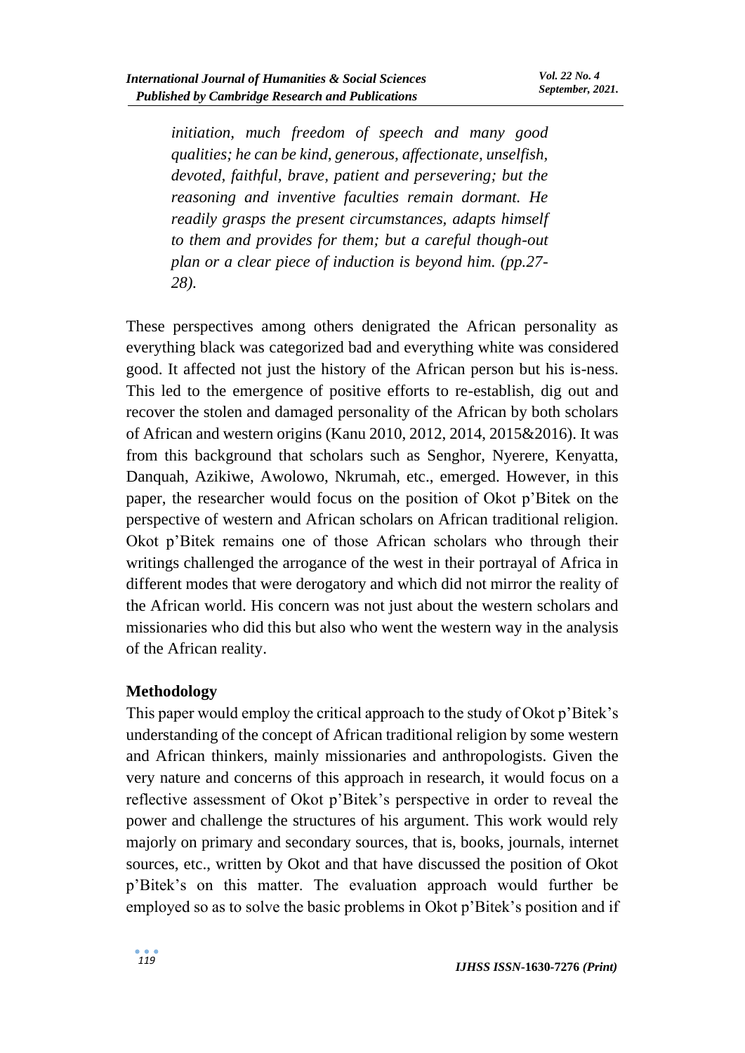> *initiation, much freedom of speech and many good qualities; he can be kind, generous, affectionate, unselfish, devoted, faithful, brave, patient and persevering; but the reasoning and inventive faculties remain dormant. He readily grasps the present circumstances, adapts himself to them and provides for them; but a careful though-out plan or a clear piece of induction is beyond him. (pp.27-28).*

These perspectives among others denigrated the African personality as everything black was categorized bad and everything white was considered good. It affected not just the history of the African person but his is-ness. This led to the emergence of positive efforts to re-establish, dig out and recover the stolen and damaged personality of the African by both scholars of African and western origins (Kanu 2010, 2012, 2014, 2015&2016). It was from this background that scholars such as Senghor, Nyerere, Kenyatta, Danquah, Azikiwe, Awolowo, Nkrumah, etc., emerged. However, in this paper, the researcher would focus on the position of Okot p'Bitek on the perspective of western and African scholars on African traditional religion. Okot p'Bitek remains one of those African scholars who through their writings challenged the arrogance of the west in their portrayal of Africa in different modes that were derogatory and which did not mirror the reality of the African world. His concern was not just about the western scholars and missionaries who did this but also who went the western way in the analysis of the African reality.

## Methodology

This paper would employ the critical approach to the study of Okot p'Bitek's understanding of the concept of African traditional religion by some western and African thinkers, mainly missionaries and anthropologists. Given the very nature and concerns of this approach in research, it would focus on a reflective assessment of Okot p'Bitek's perspective in order to reveal the power and challenge the structures of his argument. This work would rely majorly on primary and secondary sources, that is, books, journals, internet sources, etc., written by Okot and that have discussed the position of Okot p'Bitek's on this matter. The evaluation approach would further be employed so as to solve the basic problems in Okot p'Bitek's position and if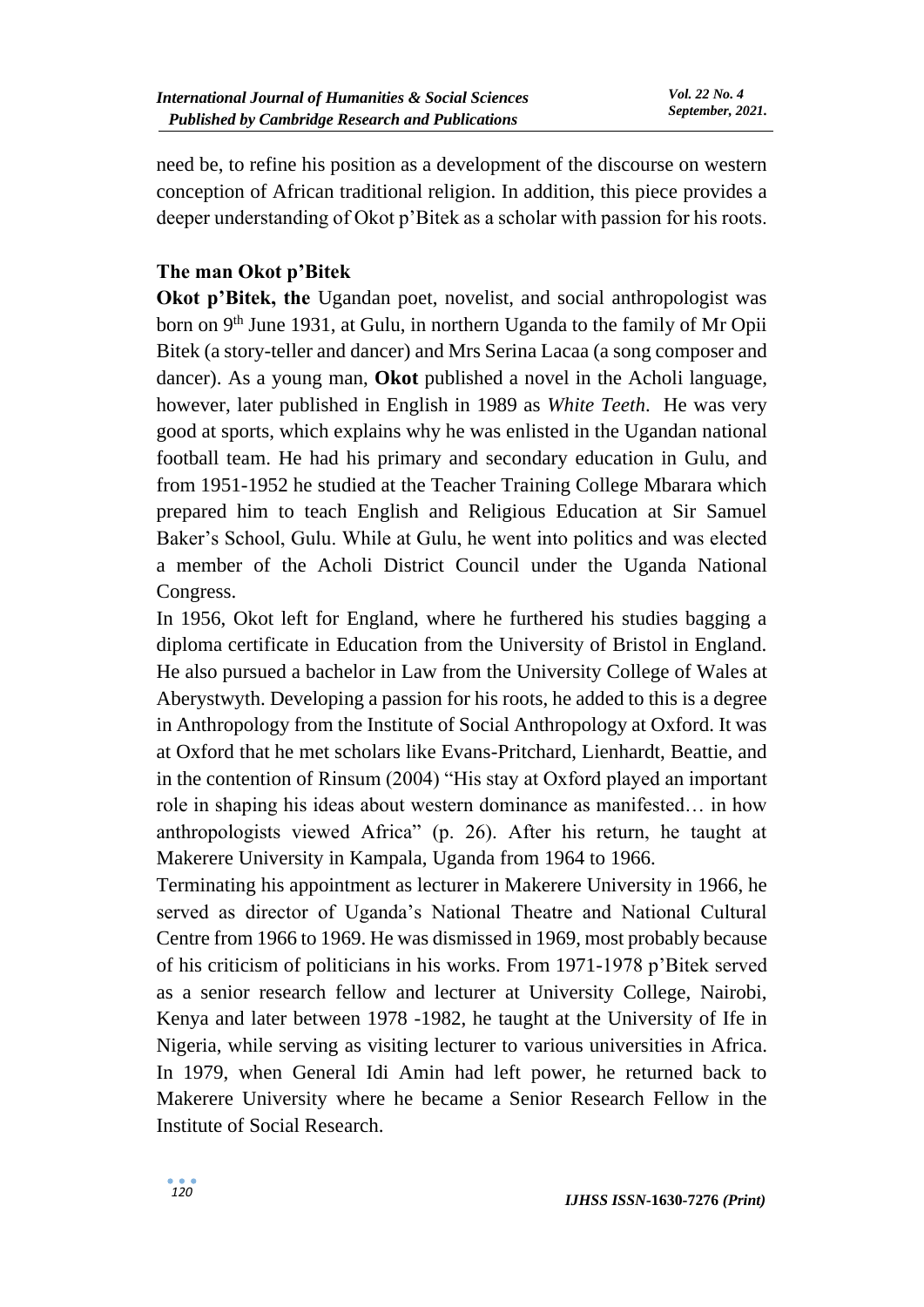need be, to refine his position as a development of the discourse on western conception of African traditional religion. In addition, this piece provides a deeper understanding of Okot p'Bitek as a scholar with passion for his roots.

## The man Okot p'Bitek

**Okot p'Bitek, the** Ugandan poet, novelist, and social anthropologist was born on 9th June 1931, at Gulu, in northern Uganda to the family of Mr Opii Bitek (a story-teller and dancer) and Mrs Serina Lacaa (a song composer and dancer). As a young man, **Okot** published a novel in the Acholi language, however, later published in English in 1989 as *White Teeth*. He was very good at sports, which explains why he was enlisted in the Ugandan national football team. He had his primary and secondary education in Gulu, and from 1951-1952 he studied at the Teacher Training College Mbarara which prepared him to teach English and Religious Education at Sir Samuel Baker's School, Gulu. While at Gulu, he went into politics and was elected a member of the Acholi District Council under the Uganda National Congress.

In 1956, Okot left for England, where he furthered his studies bagging a diploma certificate in Education from the University of Bristol in England. He also pursued a bachelor in Law from the University College of Wales at Aberystwyth. Developing a passion for his roots, he added to this is a degree in Anthropology from the Institute of Social Anthropology at Oxford. It was at Oxford that he met scholars like Evans-Pritchard, Lienhardt, Beattie, and in the contention of Rinsum (2004) "His stay at Oxford played an important role in shaping his ideas about western dominance as manifested… in how anthropologists viewed Africa" (p. 26). After his return, he taught at Makerere University in Kampala, Uganda from 1964 to 1966.

Terminating his appointment as lecturer in Makerere University in 1966, he served as director of Uganda's National Theatre and National Cultural Centre from 1966 to 1969. He was dismissed in 1969, most probably because of his criticism of politicians in his works. From 1971-1978 p'Bitek served as a senior research fellow and lecturer at University College, Nairobi, Kenya and later between 1978 -1982, he taught at the University of Ife in Nigeria, while serving as visiting lecturer to various universities in Africa. In 1979, when General Idi Amin had left power, he returned back to Makerere University where he became a Senior Research Fellow in the Institute of Social Research.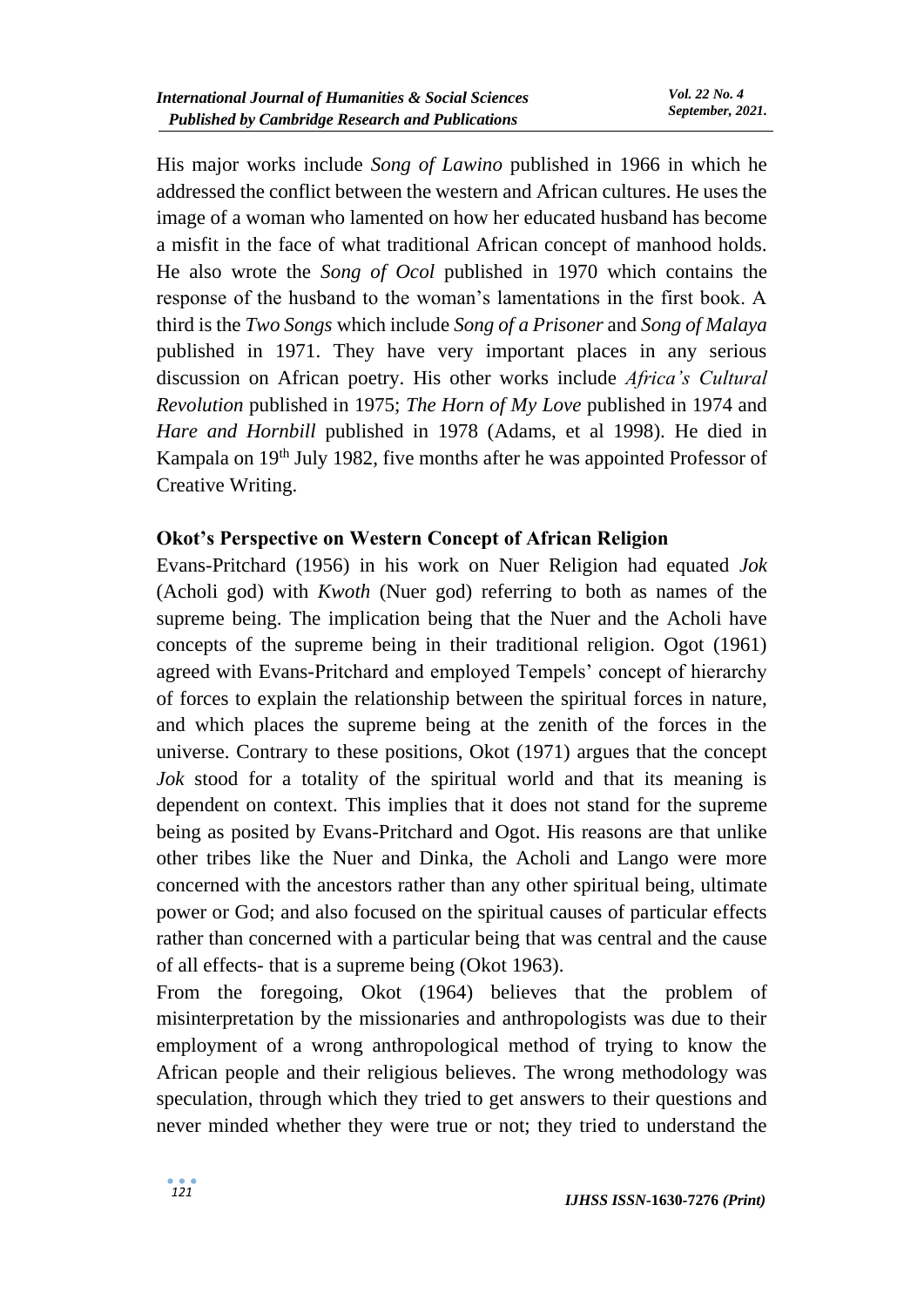His major works include *Song of Lawino* published in 1966 in which he addressed the conflict between the western and African cultures. He uses the image of a woman who lamented on how her educated husband has become a misfit in the face of what traditional African concept of manhood holds. He also wrote the *Song of Ocol* published in 1970 which contains the response of the husband to the woman's lamentations in the first book. A third is the *Two Songs* which include *Song of a Prisoner* and *Song of Malaya* published in 1971. They have very important places in any serious discussion on African poetry. His other works include *Africa's Cultural Revolution* published in 1975; *The Horn of My Love* published in 1974 and *Hare and Hornbill* published in 1978 (Adams, et al 1998). He died in Kampala on 19th July 1982, five months after he was appointed Professor of Creative Writing.

**Okot's Perspective on Western Concept of African Religion**

Evans-Pritchard (1956) in his work on Nuer Religion had equated *Jok* (Acholi god) with *Kwoth* (Nuer god) referring to both as names of the supreme being. The implication being that the Nuer and the Acholi have concepts of the supreme being in their traditional religion. Ogot (1961) agreed with Evans-Pritchard and employed Tempels' concept of hierarchy of forces to explain the relationship between the spiritual forces in nature, and which places the supreme being at the zenith of the forces in the universe. Contrary to these positions, Okot (1971) argues that the concept *Jok* stood for a totality of the spiritual world and that its meaning is dependent on context. This implies that it does not stand for the supreme being as posited by Evans-Pritchard and Ogot. His reasons are that unlike other tribes like the Nuer and Dinka, the Acholi and Lango were more concerned with the ancestors rather than any other spiritual being, ultimate power or God; and also focused on the spiritual causes of particular effects rather than concerned with a particular being that was central and the cause of all effects- that is a supreme being (Okot 1963).

From the foregoing, Okot (1964) believes that the problem of misinterpretation by the missionaries and anthropologists was due to their employment of a wrong anthropological method of trying to know the African people and their religious believes. The wrong methodology was speculation, through which they tried to get answers to their questions and never minded whether they were true or not; they tried to understand the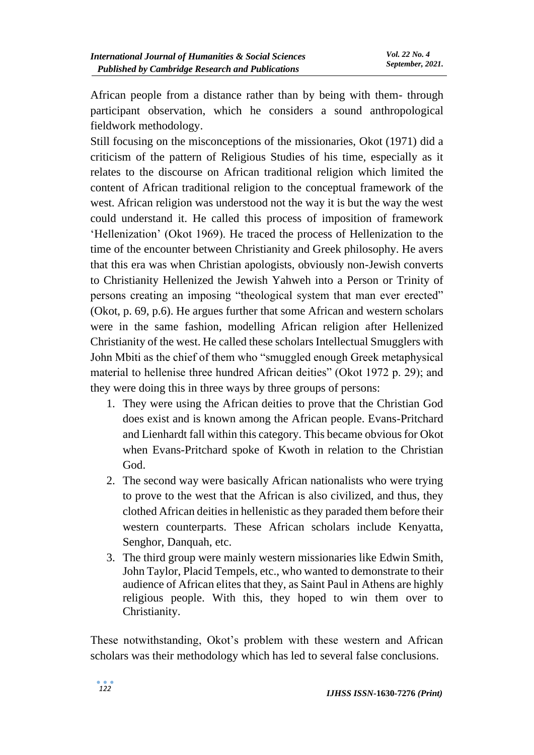African people from a distance rather than by being with them- through participant observation, which he considers a sound anthropological fieldwork methodology.

Still focusing on the misconceptions of the missionaries, Okot (1971) did a criticism of the pattern of Religious Studies of his time, especially as it relates to the discourse on African traditional religion which limited the content of African traditional religion to the conceptual framework of the west. African religion was understood not the way it is but the way the west could understand it. He called this process of imposition of framework 'Hellenization' (Okot 1969). He traced the process of Hellenization to the time of the encounter between Christianity and Greek philosophy. He avers that this era was when Christian apologists, obviously non-Jewish converts to Christianity Hellenized the Jewish Yahweh into a Person or Trinity of persons creating an imposing "theological system that man ever erected" (Okot, p. 69, p.6). He argues further that some African and western scholars were in the same fashion, modelling African religion after Hellenized Christianity of the west. He called these scholars Intellectual Smugglers with John Mbiti as the chief of them who "smuggled enough Greek metaphysical material to hellenise three hundred African deities" (Okot 1972 p. 29); and they were doing this in three ways by three groups of persons:

1. They were using the African deities to prove that the Christian God does exist and is known among the African people. Evans-Pritchard and Lienhardt fall within this category. This became obvious for Okot when Evans-Pritchard spoke of Kwoth in relation to the Christian God.
2. The second way were basically African nationalists who were trying to prove to the west that the African is also civilized, and thus, they clothed African deities in hellenistic as they paraded them before their western counterparts. These African scholars include Kenyatta, Senghor, Danquah, etc.
3. The third group were mainly western missionaries like Edwin Smith, John Taylor, Placid Tempels, etc., who wanted to demonstrate to their audience of African elites that they, as Saint Paul in Athens are highly religious people. With this, they hoped to win them over to Christianity.

These notwithstanding, Okot's problem with these western and African scholars was their methodology which has led to several false conclusions.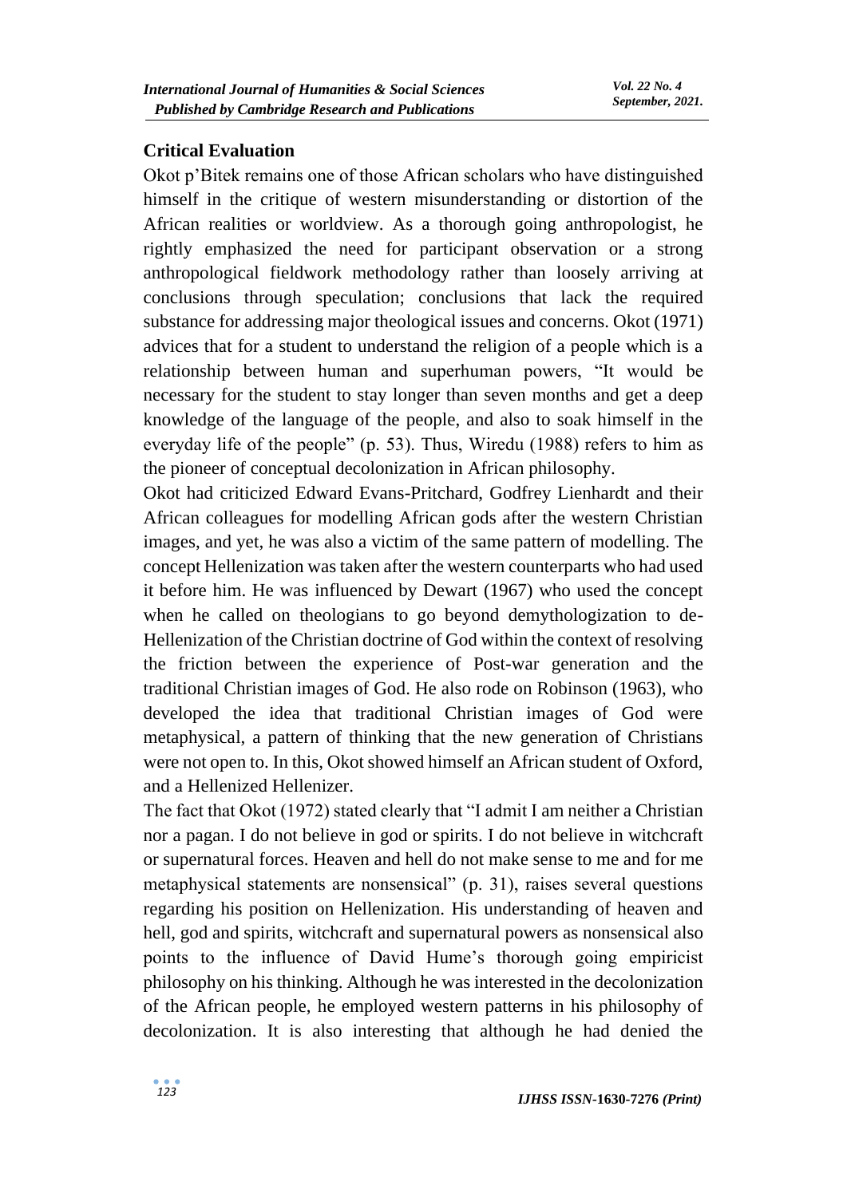## Critical Evaluation

Okot p'Bitek remains one of those African scholars who have distinguished himself in the critique of western misunderstanding or distortion of the African realities or worldview. As a thorough going anthropologist, he rightly emphasized the need for participant observation or a strong anthropological fieldwork methodology rather than loosely arriving at conclusions through speculation; conclusions that lack the required substance for addressing major theological issues and concerns. Okot (1971) advices that for a student to understand the religion of a people which is a relationship between human and superhuman powers, "It would be necessary for the student to stay longer than seven months and get a deep knowledge of the language of the people, and also to soak himself in the everyday life of the people" (p. 53). Thus, Wiredu (1988) refers to him as the pioneer of conceptual decolonization in African philosophy.

Okot had criticized Edward Evans-Pritchard, Godfrey Lienhardt and their African colleagues for modelling African gods after the western Christian images, and yet, he was also a victim of the same pattern of modelling. The concept Hellenization was taken after the western counterparts who had used it before him. He was influenced by Dewart (1967) who used the concept when he called on theologians to go beyond demythologization to de-Hellenization of the Christian doctrine of God within the context of resolving the friction between the experience of Post-war generation and the traditional Christian images of God. He also rode on Robinson (1963), who developed the idea that traditional Christian images of God were metaphysical, a pattern of thinking that the new generation of Christians were not open to. In this, Okot showed himself an African student of Oxford, and a Hellenized Hellenizer.

The fact that Okot (1972) stated clearly that "I admit I am neither a Christian nor a pagan. I do not believe in god or spirits. I do not believe in witchcraft or supernatural forces. Heaven and hell do not make sense to me and for me metaphysical statements are nonsensical" (p. 31), raises several questions regarding his position on Hellenization. His understanding of heaven and hell, god and spirits, witchcraft and supernatural powers as nonsensical also points to the influence of David Hume's thorough going empiricist philosophy on his thinking. Although he was interested in the decolonization of the African people, he employed western patterns in his philosophy of decolonization. It is also interesting that although he had denied the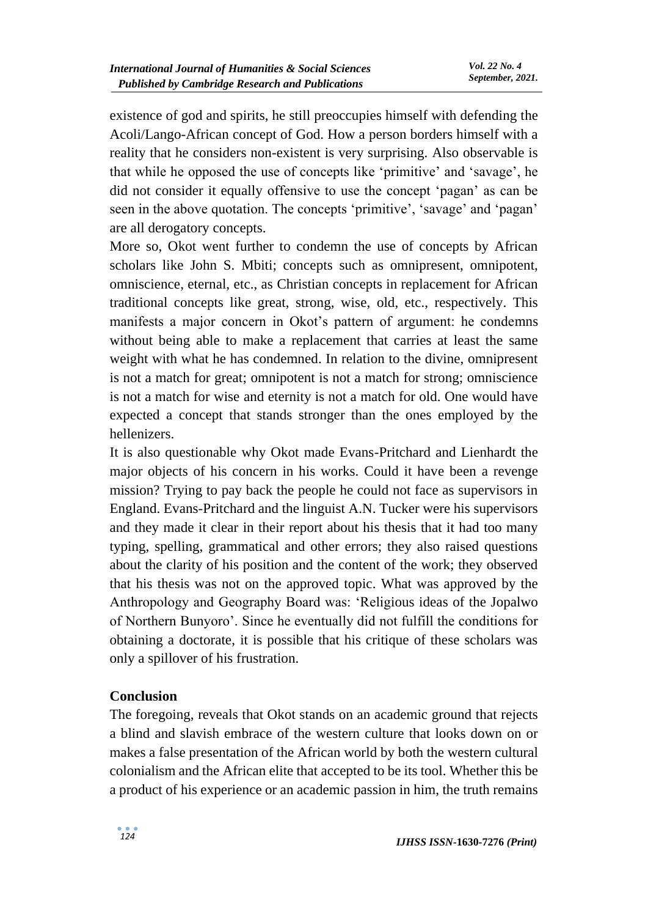existence of god and spirits, he still preoccupies himself with defending the Acoli/Lango-African concept of God. How a person borders himself with a reality that he considers non-existent is very surprising. Also observable is that while he opposed the use of concepts like 'primitive' and 'savage', he did not consider it equally offensive to use the concept 'pagan' as can be seen in the above quotation. The concepts 'primitive', 'savage' and 'pagan' are all derogatory concepts.

More so, Okot went further to condemn the use of concepts by African scholars like John S. Mbiti; concepts such as omnipresent, omnipotent, omniscience, eternal, etc., as Christian concepts in replacement for African traditional concepts like great, strong, wise, old, etc., respectively. This manifests a major concern in Okot's pattern of argument: he condemns without being able to make a replacement that carries at least the same weight with what he has condemned. In relation to the divine, omnipresent is not a match for great; omnipotent is not a match for strong; omniscience is not a match for wise and eternity is not a match for old. One would have expected a concept that stands stronger than the ones employed by the hellenizers.

It is also questionable why Okot made Evans-Pritchard and Lienhardt the major objects of his concern in his works. Could it have been a revenge mission? Trying to pay back the people he could not face as supervisors in England. Evans-Pritchard and the linguist A.N. Tucker were his supervisors and they made it clear in their report about his thesis that it had too many typing, spelling, grammatical and other errors; they also raised questions about the clarity of his position and the content of the work; they observed that his thesis was not on the approved topic. What was approved by the Anthropology and Geography Board was: 'Religious ideas of the Jopalwo of Northern Bunyoro'. Since he eventually did not fulfill the conditions for obtaining a doctorate, it is possible that his critique of these scholars was only a spillover of his frustration.

## Conclusion

The foregoing, reveals that Okot stands on an academic ground that rejects a blind and slavish embrace of the western culture that looks down on or makes a false presentation of the African world by both the western cultural colonialism and the African elite that accepted to be its tool. Whether this be a product of his experience or an academic passion in him, the truth remains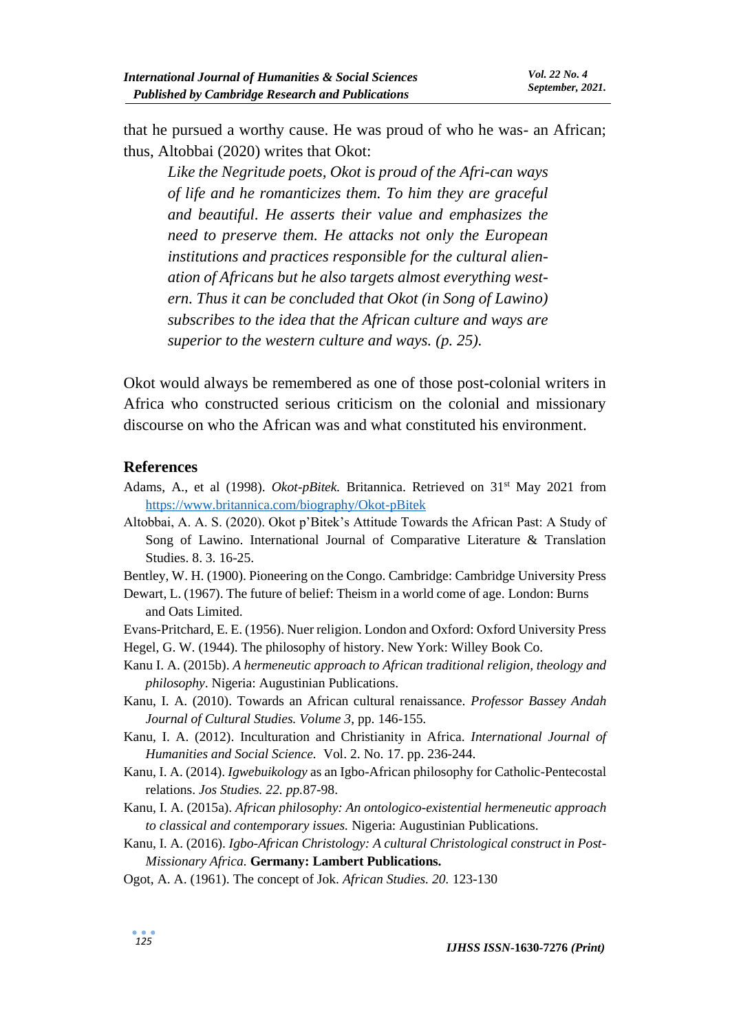that he pursued a worthy cause. He was proud of who he was- an African; thus, Altobbai (2020) writes that Okot:

> *Like the Negritude poets, Okot is proud of the Afri-can ways of life and he romanticizes them. To him they are graceful and beautiful. He asserts their value and emphasizes the need to preserve them. He attacks not only the European institutions and practices responsible for the cultural alien-ation of Africans but he also targets almost everything west-ern. Thus it can be concluded that Okot (in Song of Lawino) subscribes to the idea that the African culture and ways are superior to the western culture and ways. (p. 25).*

Okot would always be remembered as one of those post-colonial writers in Africa who constructed serious criticism on the colonial and missionary discourse on who the African was and what constituted his environment.

## References

Adams, A., et al (1998). *Okot-pBitek.* Britannica. Retrieved on 31st May 2021 from https://www.britannica.com/biography/Okot-pBitek

Altobbai, A. A. S. (2020). Okot p'Bitek's Attitude Towards the African Past: A Study of Song of Lawino. International Journal of Comparative Literature & Translation Studies. 8. 3. 16-25.

Bentley, W. H. (1900). Pioneering on the Congo. Cambridge: Cambridge University Press

Dewart, L. (1967). The future of belief: Theism in a world come of age. London: Burns and Oats Limited.

Evans-Pritchard, E. E. (1956). Nuer religion. London and Oxford: Oxford University Press

Hegel, G. W. (1944). The philosophy of history. New York: Willey Book Co.

Kanu I. A. (2015b). *A hermeneutic approach to African traditional religion, theology and philosophy*. Nigeria: Augustinian Publications.

Kanu, I. A. (2010). Towards an African cultural renaissance. *Professor Bassey Andah Journal of Cultural Studies. Volume 3*, pp. 146-155.

Kanu, I. A. (2012). Inculturation and Christianity in Africa. *International Journal of Humanities and Social Science.* Vol. 2. No. 17. pp. 236-244.

Kanu, I. A. (2014). *Igwebuikology* as an Igbo-African philosophy for Catholic-Pentecostal relations. *Jos Studies. 22. pp.*87-98.

Kanu, I. A. (2015a). *African philosophy: An ontologico-existential hermeneutic approach to classical and contemporary issues.* Nigeria: Augustinian Publications.

Kanu, I. A. (2016). *Igbo-African Christology: A cultural Christological construct in Post-Missionary Africa.* **Germany: Lambert Publications.**

Ogot, A. A. (1961). The concept of Jok. *African Studies. 20.* 123-130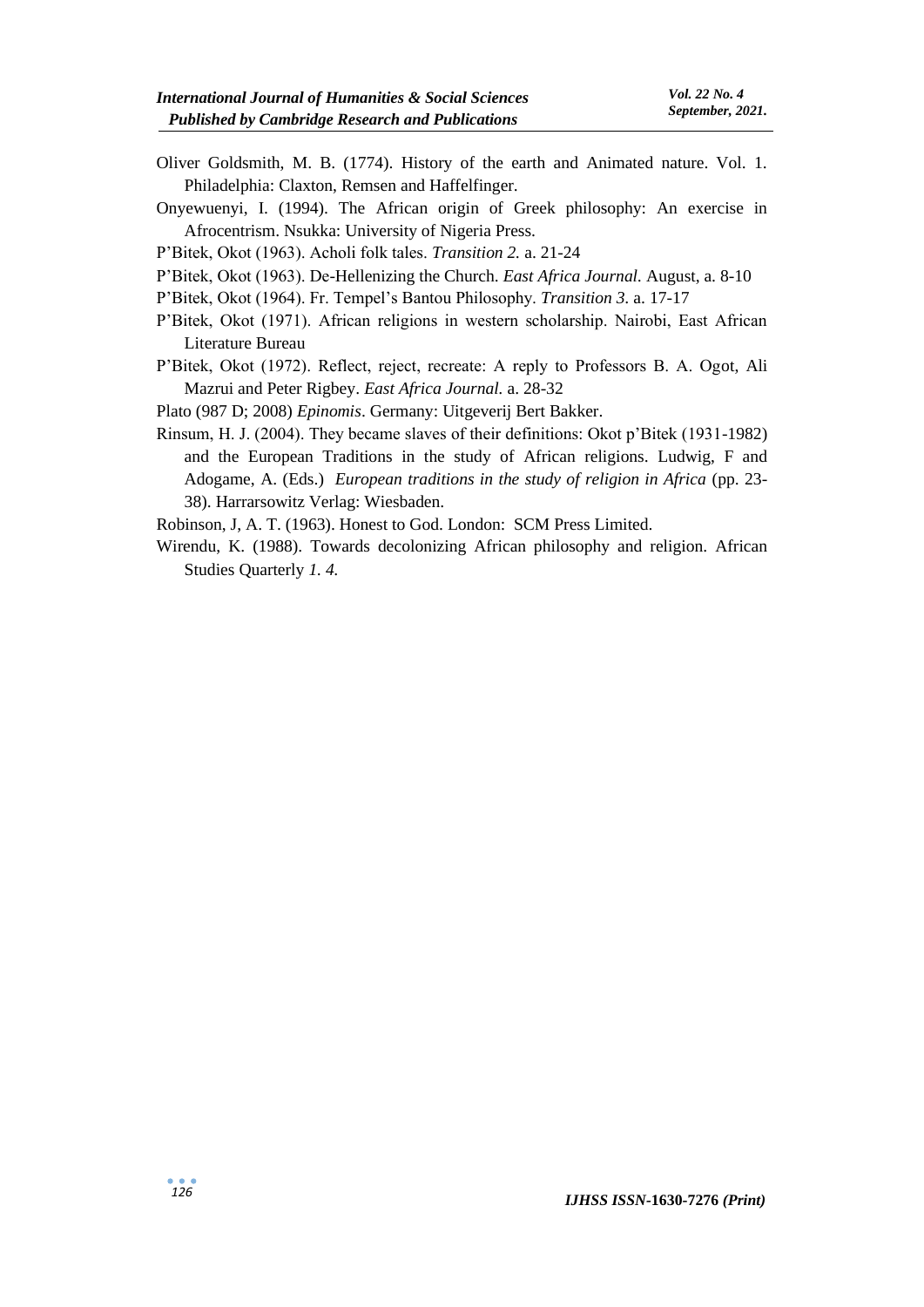Oliver Goldsmith, M. B. (1774). History of the earth and Animated nature. Vol. 1. Philadelphia: Claxton, Remsen and Haffelfinger.

Onyewuenyi, I. (1994). The African origin of Greek philosophy: An exercise in Afrocentrism. Nsukka: University of Nigeria Press.

P'Bitek, Okot (1963). Acholi folk tales. *Transition 2.* a. 21-24

P'Bitek, Okot (1963). De-Hellenizing the Church. *East Africa Journal.* August, a. 8-10

P'Bitek, Okot (1964). Fr. Tempel's Bantou Philosophy. *Transition 3.* a. 17-17

P'Bitek, Okot (1971). African religions in western scholarship. Nairobi, East African Literature Bureau

P'Bitek, Okot (1972). Reflect, reject, recreate: A reply to Professors B. A. Ogot, Ali Mazrui and Peter Rigbey. *East Africa Journal.* a. 28-32

Plato (987 D; 2008) *Epinomis*. Germany: Uitgeverij Bert Bakker.

Rinsum, H. J. (2004). They became slaves of their definitions: Okot p'Bitek (1931-1982) and the European Traditions in the study of African religions. Ludwig, F and Adogame, A. (Eds.) *European traditions in the study of religion in Africa* (pp. 23-38). Harrarsowitz Verlag: Wiesbaden.

Robinson, J, A. T. (1963). Honest to God. London: SCM Press Limited.

Wirendu, K. (1988). Towards decolonizing African philosophy and religion. African Studies Quarterly *1. 4.*